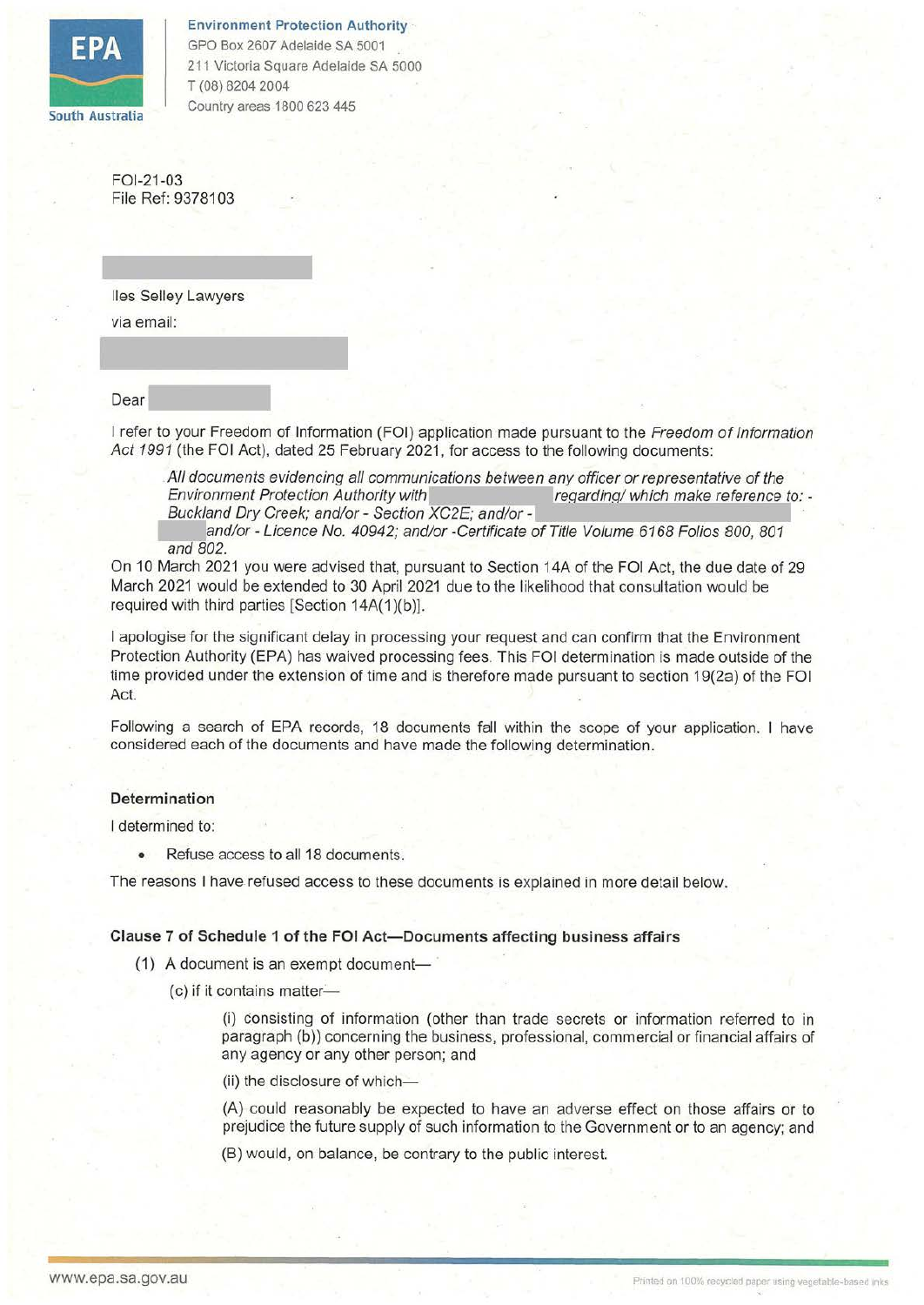**Environment Protection Authority**
GPO Box 2607 Adelaide SA 5001
211 Victoria Square Adelaide SA 5000
T (08) 8204 2004
Country areas 1800 623 445

FOI-21-03
File Ref: 9378103

Iles Selley Lawyers
via email:

Dear

I refer to your Freedom of Information (FOI) application made pursuant to the *Freedom of Information Act 1991* (the FOI Act), dated 25 February 2021, for access to the following documents:

> *All documents evidencing all communications between any officer or representative of the Environment Protection Authority with regarding/ which make reference to: - Buckland Dry Creek; and/or - Section XC2E; and/or - and/or - Licence No. 40942; and/or -Certificate of Title Volume 6168 Folios 800, 801 and 802.*

On 10 March 2021 you were advised that, pursuant to Section 14A of the FOI Act, the due date of 29 March 2021 would be extended to 30 April 2021 due to the likelihood that consultation would be required with third parties [Section 14A(1)(b)].

I apologise for the significant delay in processing your request and can confirm that the Environment Protection Authority (EPA) has waived processing fees. This FOI determination is made outside of the time provided under the extension of time and is therefore made pursuant to section 19(2a) of the FOI Act.

Following a search of EPA records, 18 documents fall within the scope of your application. I have considered each of the documents and have made the following determination.

### Determination

I determined to:

- Refuse access to all 18 documents.

The reasons I have refused access to these documents is explained in more detail below.

### Clause 7 of Schedule 1 of the FOI Act—Documents affecting business affairs

(1) A document is an exempt document—

(c) if it contains matter—

(i) consisting of information (other than trade secrets or information referred to in paragraph (b)) concerning the business, professional, commercial or financial affairs of any agency or any other person; and

(ii) the disclosure of which—

(A) could reasonably be expected to have an adverse effect on those affairs or to prejudice the future supply of such information to the Government or to an agency; and

(B) would, on balance, be contrary to the public interest.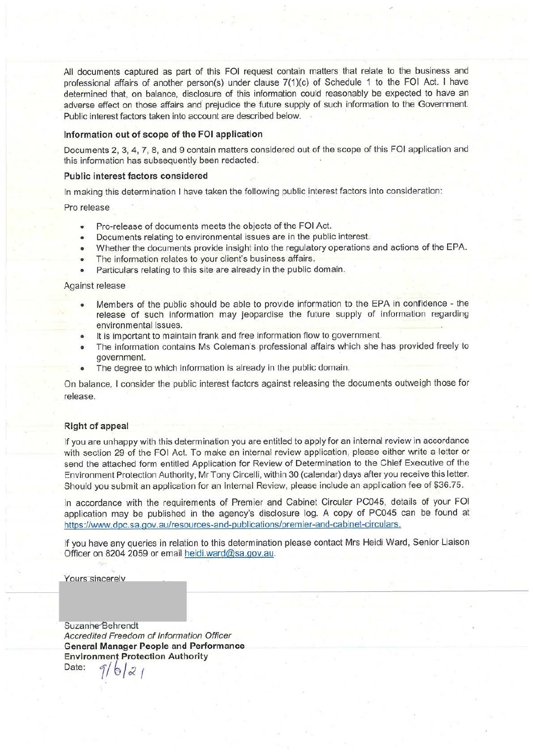All documents captured as part of this FOI request contain matters that relate to the business and professional affairs of another person(s) under clause 7(1)(c) of Schedule 1 to the FOI Act. I have determined that, on balance, disclosure of this information could reasonably be expected to have an adverse effect on those affairs and prejudice the future supply of such information to the Government. Public interest factors taken into account are described below.

### Information out of scope of the FOI application

Documents 2, 3, 4, 7, 8, and 9 contain matters considered out of the scope of this FOI application and this information has subsequently been redacted.

### Public interest factors considered

In making this determination I have taken the following public interest factors into consideration:

Pro release

- Pro-release of documents meets the objects of the FOI Act.
- Documents relating to environmental issues are in the public interest.
- Whether the documents provide insight into the regulatory operations and actions of the EPA.
- The information relates to your client's business affairs.
- Particulars relating to this site are already in the public domain.

Against release

- Members of the public should be able to provide information to the EPA in confidence - the release of such information may jeopardise the future supply of information regarding environmental issues.
- It is important to maintain frank and free information flow to government.
- The information contains Ms Coleman's professional affairs which she has provided freely to government.
- The degree to which information is already in the public domain.

On balance, I consider the public interest factors against releasing the documents outweigh those for release.

### Right of appeal

If you are unhappy with this determination you are entitled to apply for an internal review in accordance with section 29 of the FOI Act. To make an internal review application, please either write a letter or send the attached form entitled Application for Review of Determination to the Chief Executive of the Environment Protection Authority, Mr Tony Circelli, within 30 (calendar) days after you receive this letter. Should you submit an application for an Internal Review, please include an application fee of $36.75.

In accordance with the requirements of Premier and Cabinet Circular PC045, details of your FOI application may be published in the agency's disclosure log. A copy of PC045 can be found at https://www.dpc.sa.gov.au/resources-and-publications/premier-and-cabinet-circulars.

If you have any queries in relation to this determination please contact Mrs Heidi Ward, Senior Liaison Officer on 8204 2059 or email heidi.ward@sa.gov.au.

Yours sincerely

Suzanne Behrendt
*Accredited Freedom of Information Officer*
**General Manager People and Performance**
**Environment Protection Authority**
Date: 9/6/21